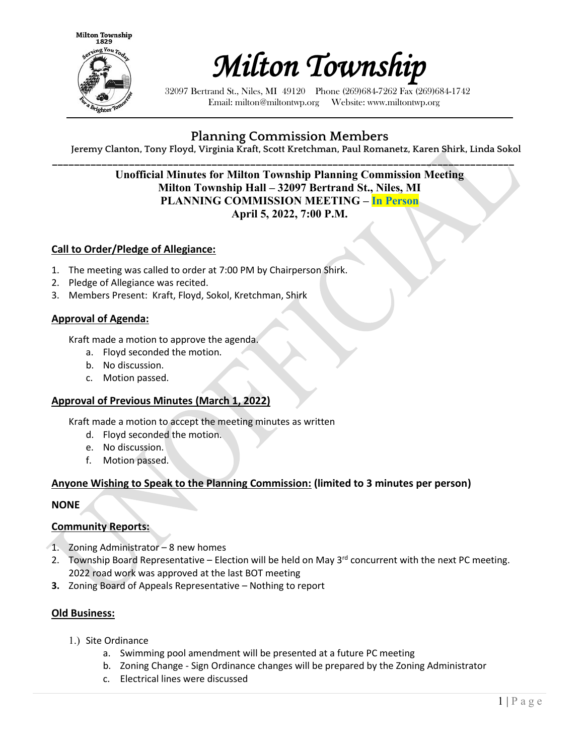# Milton Township

32097 Bertrand St., Niles, MI 49120 Phone (269)684-7262 Fax (269)684-1742
Email: milton@miltontwp.org Website: www.miltontwp.org

## Planning Commission Members

**Jeremy Clanton, Tony Floyd, Virginia Kraft, Scott Kretchman, Paul Romanetz, Karen Shirk, Linda Sokol**

**Unofficial Minutes for Milton Township Planning Commission Meeting**
**Milton Township Hall – 32097 Bertrand St., Niles, MI**
**PLANNING COMMISSION MEETING – In Person**
**April 5, 2022, 7:00 P.M.**

### Call to Order/Pledge of Allegiance:

1. The meeting was called to order at 7:00 PM by Chairperson Shirk.
2. Pledge of Allegiance was recited.
3. Members Present: Kraft, Floyd, Sokol, Kretchman, Shirk

### Approval of Agenda:

Kraft made a motion to approve the agenda.

a. Floyd seconded the motion.
b. No discussion.
c. Motion passed.

### Approval of Previous Minutes (March 1, 2022)

Kraft made a motion to accept the meeting minutes as written

d. Floyd seconded the motion.
e. No discussion.
f. Motion passed.

### Anyone Wishing to Speak to the Planning Commission: (limited to 3 minutes per person)

**NONE**

### Community Reports:

1. Zoning Administrator – 8 new homes
2. Township Board Representative – Election will be held on May 3rd concurrent with the next PC meeting. 2022 road work was approved at the last BOT meeting
3. Zoning Board of Appeals Representative – Nothing to report

### Old Business:

1.) Site Ordinance

a. Swimming pool amendment will be presented at a future PC meeting
b. Zoning Change - Sign Ordinance changes will be prepared by the Zoning Administrator
c. Electrical lines were discussed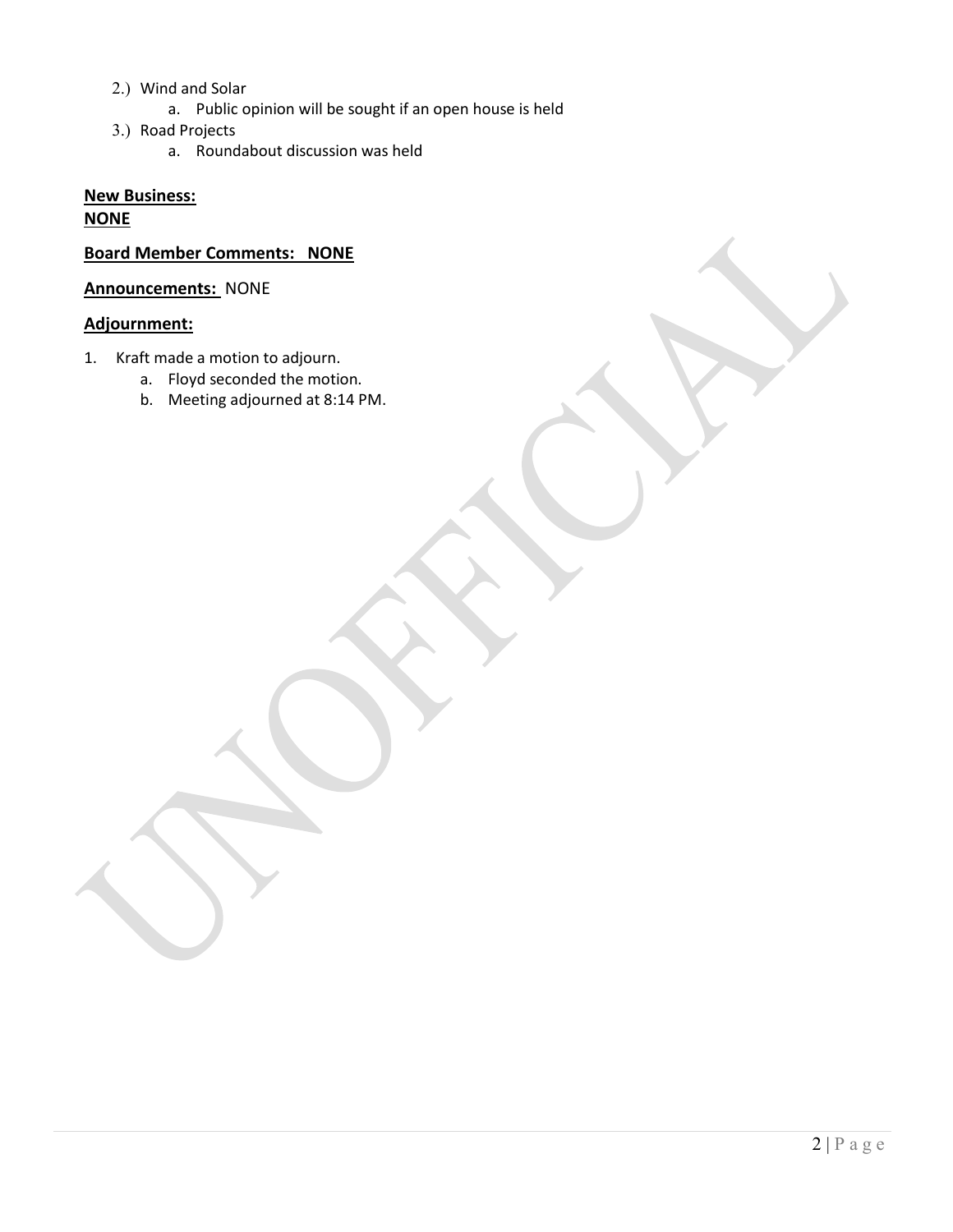2.) Wind and Solar
    a. Public opinion will be sought if an open house is held
3.) Road Projects
    a. Roundabout discussion was held

**New Business:**
**NONE**

**Board Member Comments: NONE**

**Announcements:** NONE

**Adjournment:**

1. Kraft made a motion to adjourn.
    a. Floyd seconded the motion.
    b. Meeting adjourned at 8:14 PM.